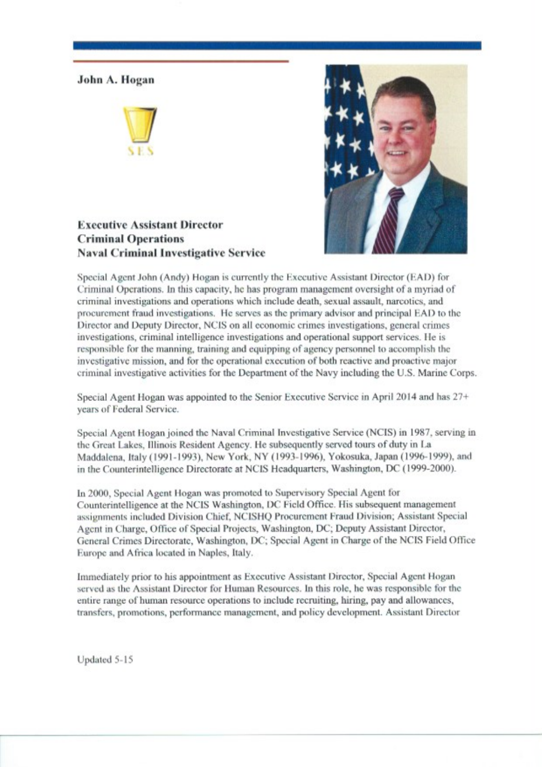# John A. Hogan

SES

## Executive Assistant Director
## Criminal Operations
## Naval Criminal Investigative Service

Special Agent John (Andy) Hogan is currently the Executive Assistant Director (EAD) for Criminal Operations. In this capacity, he has program management oversight of a myriad of criminal investigations and operations which include death, sexual assault, narcotics, and procurement fraud investigations. He serves as the primary advisor and principal EAD to the Director and Deputy Director, NCIS on all economic crimes investigations, general crimes investigations, criminal intelligence investigations and operational support services. He is responsible for the manning, training and equipping of agency personnel to accomplish the investigative mission, and for the operational execution of both reactive and proactive major criminal investigative activities for the Department of the Navy including the U.S. Marine Corps.

Special Agent Hogan was appointed to the Senior Executive Service in April 2014 and has 27+ years of Federal Service.

Special Agent Hogan joined the Naval Criminal Investigative Service (NCIS) in 1987, serving in the Great Lakes, Illinois Resident Agency. He subsequently served tours of duty in La Maddalena, Italy (1991-1993), New York, NY (1993-1996), Yokosuka, Japan (1996-1999), and in the Counterintelligence Directorate at NCIS Headquarters, Washington, DC (1999-2000).

In 2000, Special Agent Hogan was promoted to Supervisory Special Agent for Counterintelligence at the NCIS Washington, DC Field Office. His subsequent management assignments included Division Chief, NCISHQ Procurement Fraud Division; Assistant Special Agent in Charge, Office of Special Projects, Washington, DC; Deputy Assistant Director, General Crimes Directorate, Washington, DC; Special Agent in Charge of the NCIS Field Office Europe and Africa located in Naples, Italy.

Immediately prior to his appointment as Executive Assistant Director, Special Agent Hogan served as the Assistant Director for Human Resources. In this role, he was responsible for the entire range of human resource operations to include recruiting, hiring, pay and allowances, transfers, promotions, performance management, and policy development. Assistant Director

Updated 5-15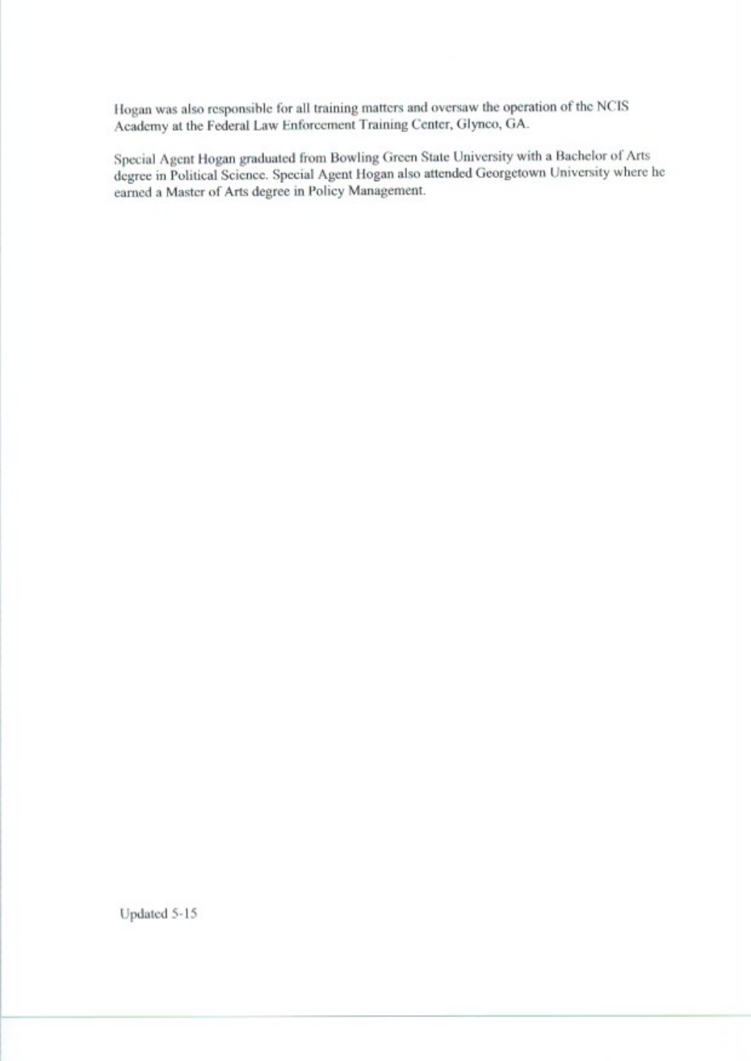Hogan was also responsible for all training matters and oversaw the operation of the NCIS Academy at the Federal Law Enforcement Training Center, Glynco, GA.

Special Agent Hogan graduated from Bowling Green State University with a Bachelor of Arts degree in Political Science. Special Agent Hogan also attended Georgetown University where he earned a Master of Arts degree in Policy Management.

Updated 5-15